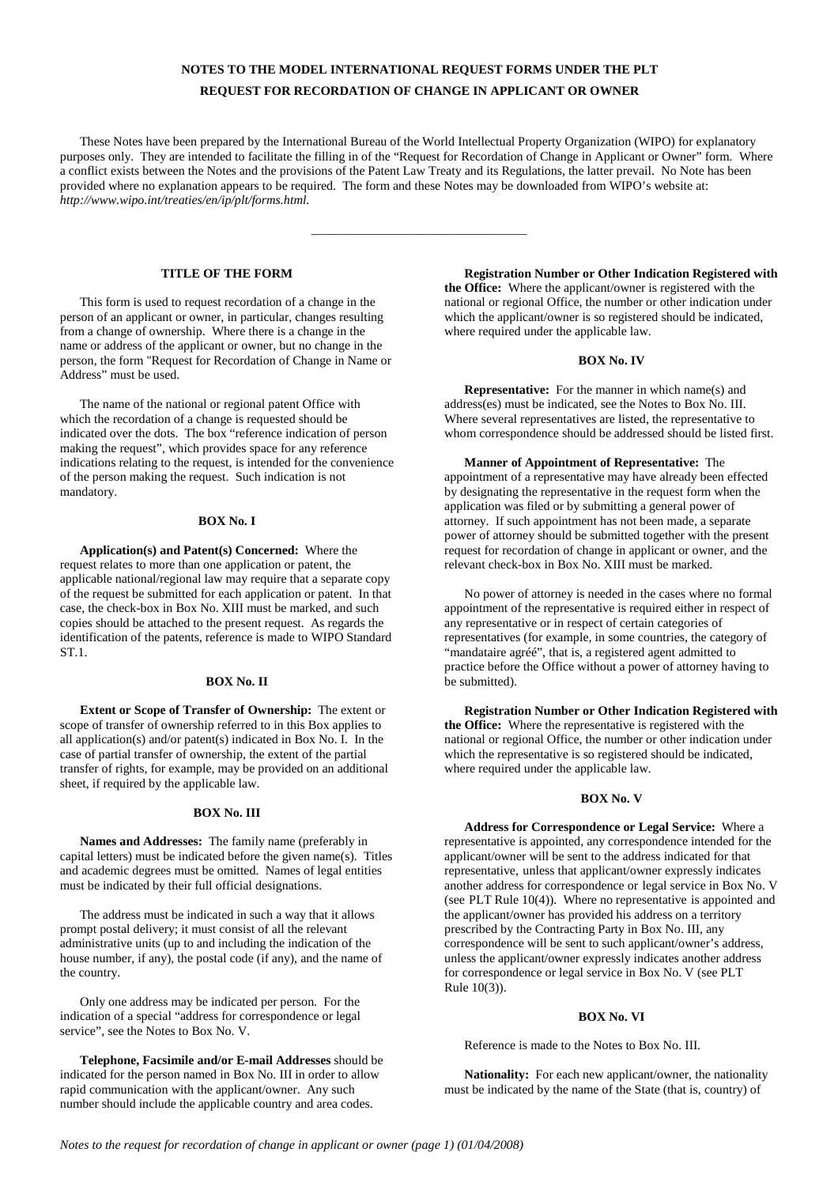# NOTES TO THE MODEL INTERNATIONAL REQUEST FORMS UNDER THE PLT

## REQUEST FOR RECORDATION OF CHANGE IN APPLICANT OR OWNER

These Notes have been prepared by the International Bureau of the World Intellectual Property Organization (WIPO) for explanatory purposes only. They are intended to facilitate the filling in of the "Request for Recordation of Change in Applicant or Owner" form. Where a conflict exists between the Notes and the provisions of the Patent Law Treaty and its Regulations, the latter prevail. No Note has been provided where no explanation appears to be required. The form and these Notes may be downloaded from WIPO's website at: *http://www.wipo.int/treaties/en/ip/plt/forms.html.*

---

### TITLE OF THE FORM

This form is used to request recordation of a change in the person of an applicant or owner, in particular, changes resulting from a change of ownership. Where there is a change in the name or address of the applicant or owner, but no change in the person, the form "Request for Recordation of Change in Name or Address" must be used.

The name of the national or regional patent Office with which the recordation of a change is requested should be indicated over the dots. The box "reference indication of person making the request", which provides space for any reference indications relating to the request, is intended for the convenience of the person making the request. Such indication is not mandatory.

### BOX No. I

**Application(s) and Patent(s) Concerned:** Where the request relates to more than one application or patent, the applicable national/regional law may require that a separate copy of the request be submitted for each application or patent. In that case, the check-box in Box No. XIII must be marked, and such copies should be attached to the present request. As regards the identification of the patents, reference is made to WIPO Standard ST.1.

### BOX No. II

**Extent or Scope of Transfer of Ownership:** The extent or scope of transfer of ownership referred to in this Box applies to all application(s) and/or patent(s) indicated in Box No. I. In the case of partial transfer of ownership, the extent of the partial transfer of rights, for example, may be provided on an additional sheet, if required by the applicable law.

### BOX No. III

**Names and Addresses:** The family name (preferably in capital letters) must be indicated before the given name(s). Titles and academic degrees must be omitted. Names of legal entities must be indicated by their full official designations.

The address must be indicated in such a way that it allows prompt postal delivery; it must consist of all the relevant administrative units (up to and including the indication of the house number, if any), the postal code (if any), and the name of the country.

Only one address may be indicated per person. For the indication of a special "address for correspondence or legal service", see the Notes to Box No. V.

**Telephone, Facsimile and/or E-mail Addresses** should be indicated for the person named in Box No. III in order to allow rapid communication with the applicant/owner. Any such number should include the applicable country and area codes.

**Registration Number or Other Indication Registered with the Office:** Where the applicant/owner is registered with the national or regional Office, the number or other indication under which the applicant/owner is so registered should be indicated, where required under the applicable law.

### BOX No. IV

**Representative:** For the manner in which name(s) and address(es) must be indicated, see the Notes to Box No. III. Where several representatives are listed, the representative to whom correspondence should be addressed should be listed first.

**Manner of Appointment of Representative:** The appointment of a representative may have already been effected by designating the representative in the request form when the application was filed or by submitting a general power of attorney. If such appointment has not been made, a separate power of attorney should be submitted together with the present request for recordation of change in applicant or owner, and the relevant check-box in Box No. XIII must be marked.

No power of attorney is needed in the cases where no formal appointment of the representative is required either in respect of any representative or in respect of certain categories of representatives (for example, in some countries, the category of "mandataire agréé", that is, a registered agent admitted to practice before the Office without a power of attorney having to be submitted).

**Registration Number or Other Indication Registered with the Office:** Where the representative is registered with the national or regional Office, the number or other indication under which the representative is so registered should be indicated, where required under the applicable law.

### BOX No. V

**Address for Correspondence or Legal Service:** Where a representative is appointed, any correspondence intended for the applicant/owner will be sent to the address indicated for that representative, unless that applicant/owner expressly indicates another address for correspondence or legal service in Box No. V (see PLT Rule 10(4)). Where no representative is appointed and the applicant/owner has provided his address on a territory prescribed by the Contracting Party in Box No. III, any correspondence will be sent to such applicant/owner's address, unless the applicant/owner expressly indicates another address for correspondence or legal service in Box No. V (see PLT Rule 10(3)).

### BOX No. VI

Reference is made to the Notes to Box No. III.

**Nationality:** For each new applicant/owner, the nationality must be indicated by the name of the State (that is, country) of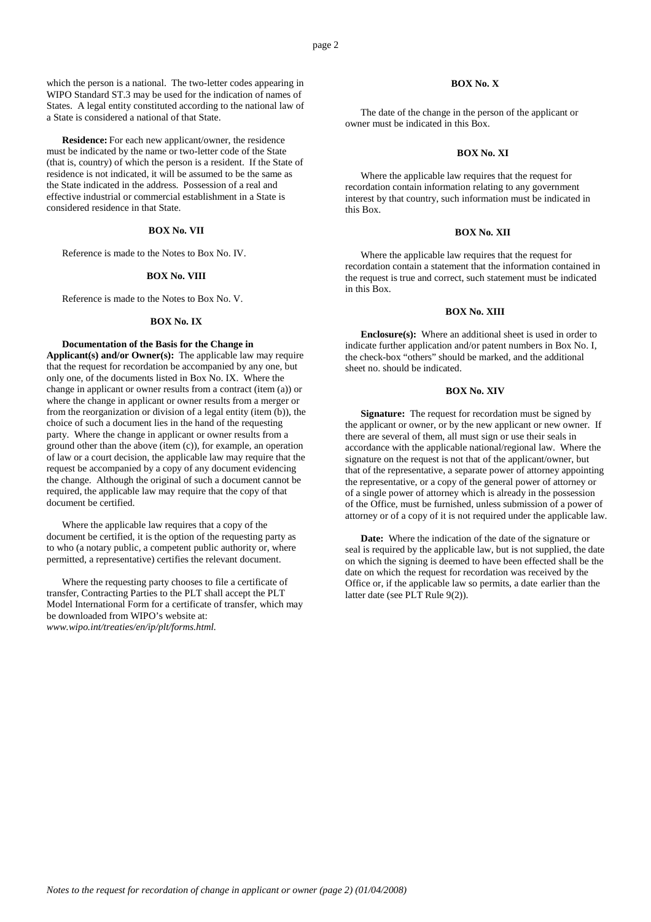which the person is a national. The two-letter codes appearing in WIPO Standard ST.3 may be used for the indication of names of States. A legal entity constituted according to the national law of a State is considered a national of that State.

**Residence:** For each new applicant/owner, the residence must be indicated by the name or two-letter code of the State (that is, country) of which the person is a resident. If the State of residence is not indicated, it will be assumed to be the same as the State indicated in the address. Possession of a real and effective industrial or commercial establishment in a State is considered residence in that State.

### BOX No. VII

Reference is made to the Notes to Box No. IV.

### BOX No. VIII

Reference is made to the Notes to Box No. V.

### BOX No. IX

**Documentation of the Basis for the Change in Applicant(s) and/or Owner(s):** The applicable law may require that the request for recordation be accompanied by any one, but only one, of the documents listed in Box No. IX. Where the change in applicant or owner results from a contract (item (a)) or where the change in applicant or owner results from a merger or from the reorganization or division of a legal entity (item (b)), the choice of such a document lies in the hand of the requesting party. Where the change in applicant or owner results from a ground other than the above (item (c)), for example, an operation of law or a court decision, the applicable law may require that the request be accompanied by a copy of any document evidencing the change. Although the original of such a document cannot be required, the applicable law may require that the copy of that document be certified.

Where the applicable law requires that a copy of the document be certified, it is the option of the requesting party as to who (a notary public, a competent public authority or, where permitted, a representative) certifies the relevant document.

Where the requesting party chooses to file a certificate of transfer, Contracting Parties to the PLT shall accept the PLT Model International Form for a certificate of transfer, which may be downloaded from WIPO's website at: *www.wipo.int/treaties/en/ip/plt/forms.html.*

### BOX No. X

The date of the change in the person of the applicant or owner must be indicated in this Box.

### BOX No. XI

Where the applicable law requires that the request for recordation contain information relating to any government interest by that country, such information must be indicated in this Box.

### BOX No. XII

Where the applicable law requires that the request for recordation contain a statement that the information contained in the request is true and correct, such statement must be indicated in this Box.

### BOX No. XIII

**Enclosure(s):** Where an additional sheet is used in order to indicate further application and/or patent numbers in Box No. I, the check-box "others" should be marked, and the additional sheet no. should be indicated.

### BOX No. XIV

**Signature:** The request for recordation must be signed by the applicant or owner, or by the new applicant or new owner. If there are several of them, all must sign or use their seals in accordance with the applicable national/regional law. Where the signature on the request is not that of the applicant/owner, but that of the representative, a separate power of attorney appointing the representative, or a copy of the general power of attorney or of a single power of attorney which is already in the possession of the Office, must be furnished, unless submission of a power of attorney or of a copy of it is not required under the applicable law.

**Date:** Where the indication of the date of the signature or seal is required by the applicable law, but is not supplied, the date on which the signing is deemed to have been effected shall be the date on which the request for recordation was received by the Office or, if the applicable law so permits, a date earlier than the latter date (see PLT Rule 9(2)).